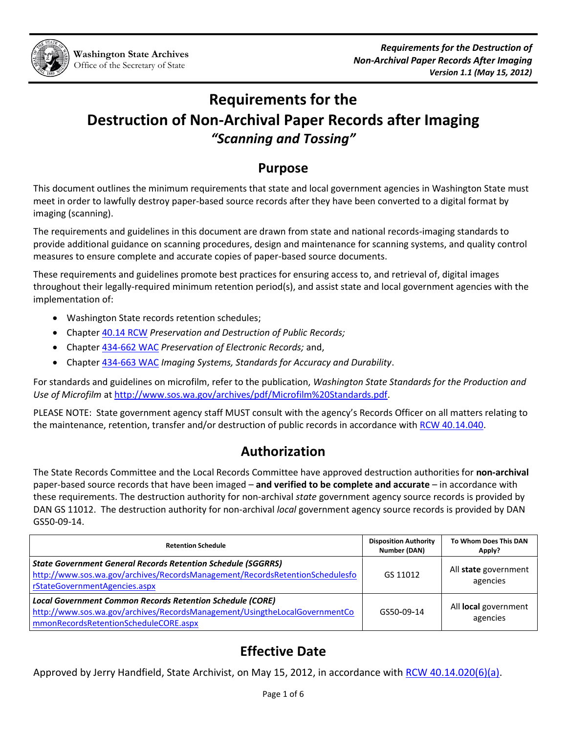# Requirements for the Destruction of Non-Archival Paper Records after Imaging

## *"Scanning and Tossing"*

## Purpose

This document outlines the minimum requirements that state and local government agencies in Washington State must meet in order to lawfully destroy paper-based source records after they have been converted to a digital format by imaging (scanning).

The requirements and guidelines in this document are drawn from state and national records-imaging standards to provide additional guidance on scanning procedures, design and maintenance for scanning systems, and quality control measures to ensure complete and accurate copies of paper-based source documents.

These requirements and guidelines promote best practices for ensuring access to, and retrieval of, digital images throughout their legally-required minimum retention period(s), and assist state and local government agencies with the implementation of:

- Washington State records retention schedules;
- Chapter 40.14 RCW *Preservation and Destruction of Public Records;*
- Chapter 434-662 WAC *Preservation of Electronic Records;* and,
- Chapter 434-663 WAC *Imaging Systems, Standards for Accuracy and Durability*.

For standards and guidelines on microfilm, refer to the publication, *Washington State Standards for the Production and Use of Microfilm* at http://www.sos.wa.gov/archives/pdf/Microfilm%20Standards.pdf.

PLEASE NOTE: State government agency staff MUST consult with the agency's Records Officer on all matters relating to the maintenance, retention, transfer and/or destruction of public records in accordance with RCW 40.14.040.

## Authorization

The State Records Committee and the Local Records Committee have approved destruction authorities for **non-archival** paper-based source records that have been imaged – **and verified to be complete and accurate** – in accordance with these requirements. The destruction authority for non-archival *state* government agency source records is provided by DAN GS 11012. The destruction authority for non-archival *local* government agency source records is provided by DAN GS50-09-14.

| Retention Schedule | Disposition Authority Number (DAN) | To Whom Does This DAN Apply? |
|---|---|---|
| ***State Government General Records Retention Schedule (SGGRRS)*** http://www.sos.wa.gov/archives/RecordsManagement/RecordsRetentionSchedulesforStateGovernmentAgencies.aspx | GS 11012 | All **state** government agencies |
| ***Local Government Common Records Retention Schedule (CORE)*** http://www.sos.wa.gov/archives/RecordsManagement/UsingtheLocalGovernmentCommonRecordsRetentionScheduleCORE.aspx | GS50-09-14 | All **local** government agencies |

## Effective Date

Approved by Jerry Handfield, State Archivist, on May 15, 2012, in accordance with RCW 40.14.020(6)(a).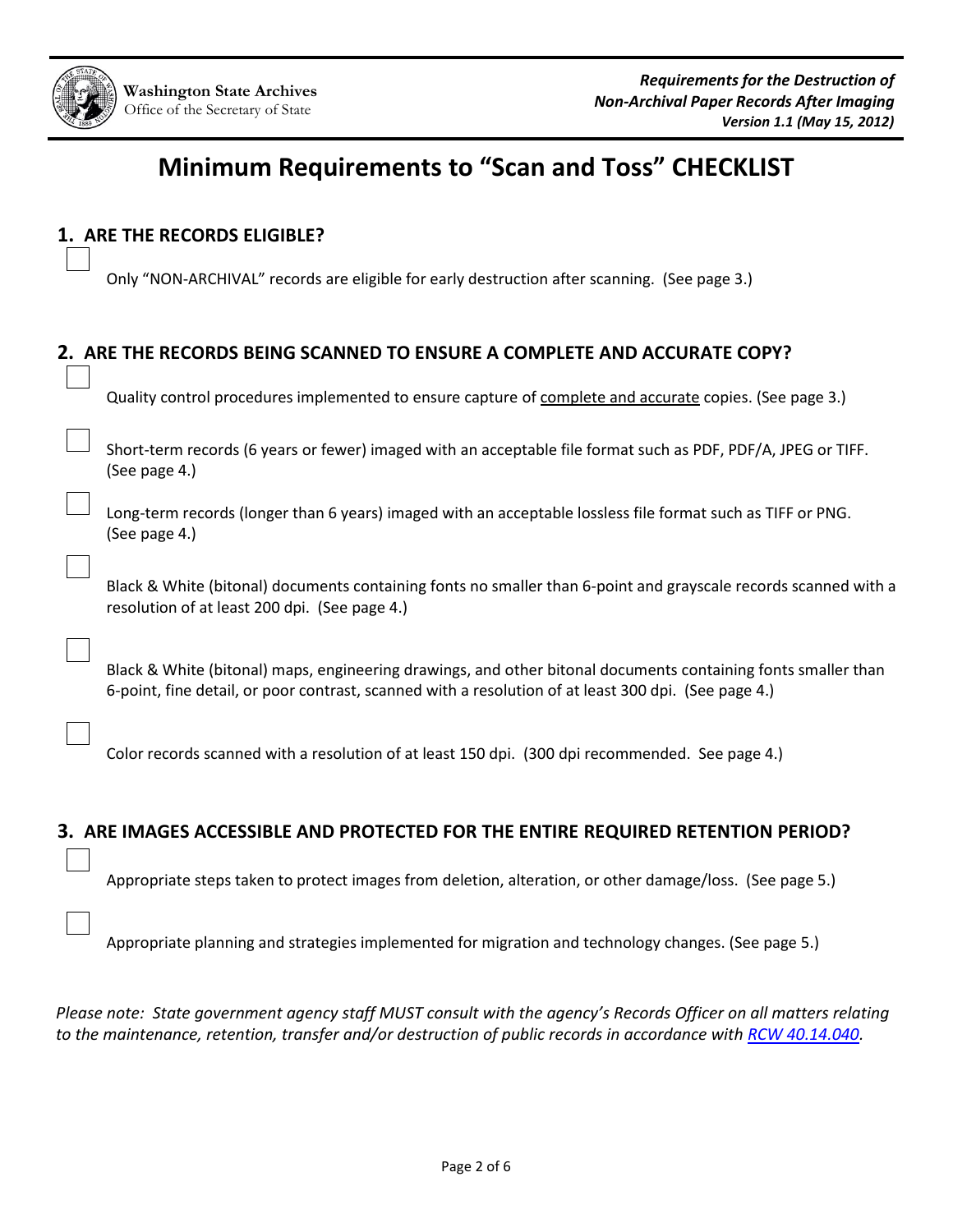# Minimum Requirements to "Scan and Toss" CHECKLIST

## 1. ARE THE RECORDS ELIGIBLE?

- [ ] Only "NON-ARCHIVAL" records are eligible for early destruction after scanning. (See page 3.)

## 2. ARE THE RECORDS BEING SCANNED TO ENSURE A COMPLETE AND ACCURATE COPY?

- [ ] Quality control procedures implemented to ensure capture of <u>complete and accurate</u> copies. (See page 3.)
- [ ] Short-term records (6 years or fewer) imaged with an acceptable file format such as PDF, PDF/A, JPEG or TIFF. (See page 4.)
- [ ] Long-term records (longer than 6 years) imaged with an acceptable lossless file format such as TIFF or PNG. (See page 4.)
- [ ] Black & White (bitonal) documents containing fonts no smaller than 6-point and grayscale records scanned with a resolution of at least 200 dpi. (See page 4.)
- [ ] Black & White (bitonal) maps, engineering drawings, and other bitonal documents containing fonts smaller than 6-point, fine detail, or poor contrast, scanned with a resolution of at least 300 dpi. (See page 4.)
- [ ] Color records scanned with a resolution of at least 150 dpi. (300 dpi recommended. See page 4.)

## 3. ARE IMAGES ACCESSIBLE AND PROTECTED FOR THE ENTIRE REQUIRED RETENTION PERIOD?

- [ ] Appropriate steps taken to protect images from deletion, alteration, or other damage/loss. (See page 5.)
- [ ] Appropriate planning and strategies implemented for migration and technology changes. (See page 5.)

*Please note: State government agency staff MUST consult with the agency's Records Officer on all matters relating to the maintenance, retention, transfer and/or destruction of public records in accordance with RCW 40.14.040.*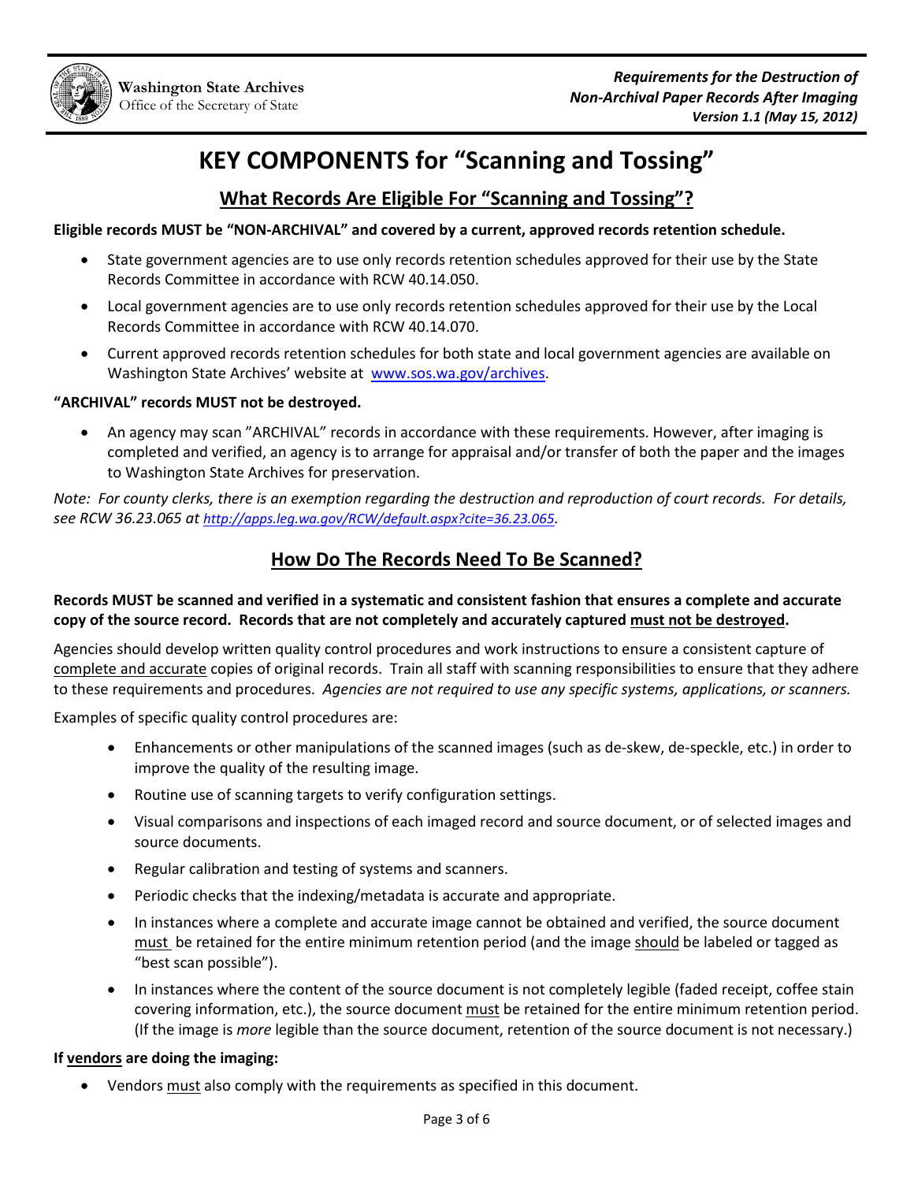# KEY COMPONENTS for "Scanning and Tossing"

## What Records Are Eligible For "Scanning and Tossing"?

**Eligible records MUST be "NON-ARCHIVAL" and covered by a current, approved records retention schedule.**

- State government agencies are to use only records retention schedules approved for their use by the State Records Committee in accordance with RCW 40.14.050.
- Local government agencies are to use only records retention schedules approved for their use by the Local Records Committee in accordance with RCW 40.14.070.
- Current approved records retention schedules for both state and local government agencies are available on Washington State Archives' website at [www.sos.wa.gov/archives](www.sos.wa.gov/archives).

**"ARCHIVAL" records MUST not be destroyed.**

- An agency may scan "ARCHIVAL" records in accordance with these requirements. However, after imaging is completed and verified, an agency is to arrange for appraisal and/or transfer of both the paper and the images to Washington State Archives for preservation.

*Note: For county clerks, there is an exemption regarding the destruction and reproduction of court records. For details, see RCW 36.23.065 at [http://apps.leg.wa.gov/RCW/default.aspx?cite=36.23.065](http://apps.leg.wa.gov/RCW/default.aspx?cite=36.23.065).*

## How Do The Records Need To Be Scanned?

**Records MUST be scanned and verified in a systematic and consistent fashion that ensures a complete and accurate copy of the source record. Records that are not completely and accurately captured <u>must not be destroyed</u>.**

Agencies should develop written quality control procedures and work instructions to ensure a consistent capture of <u>complete and accurate</u> copies of original records. Train all staff with scanning responsibilities to ensure that they adhere to these requirements and procedures. *Agencies are not required to use any specific systems, applications, or scanners.*

Examples of specific quality control procedures are:

- Enhancements or other manipulations of the scanned images (such as de-skew, de-speckle, etc.) in order to improve the quality of the resulting image.
- Routine use of scanning targets to verify configuration settings.
- Visual comparisons and inspections of each imaged record and source document, or of selected images and source documents.
- Regular calibration and testing of systems and scanners.
- Periodic checks that the indexing/metadata is accurate and appropriate.
- In instances where a complete and accurate image cannot be obtained and verified, the source document <u>must</u> be retained for the entire minimum retention period (and the image <u>should</u> be labeled or tagged as "best scan possible").
- In instances where the content of the source document is not completely legible (faded receipt, coffee stain covering information, etc.), the source document <u>must</u> be retained for the entire minimum retention period. (If the image is *more* legible than the source document, retention of the source document is not necessary.)

**If <u>vendors</u> are doing the imaging:**

- Vendors <u>must</u> also comply with the requirements as specified in this document.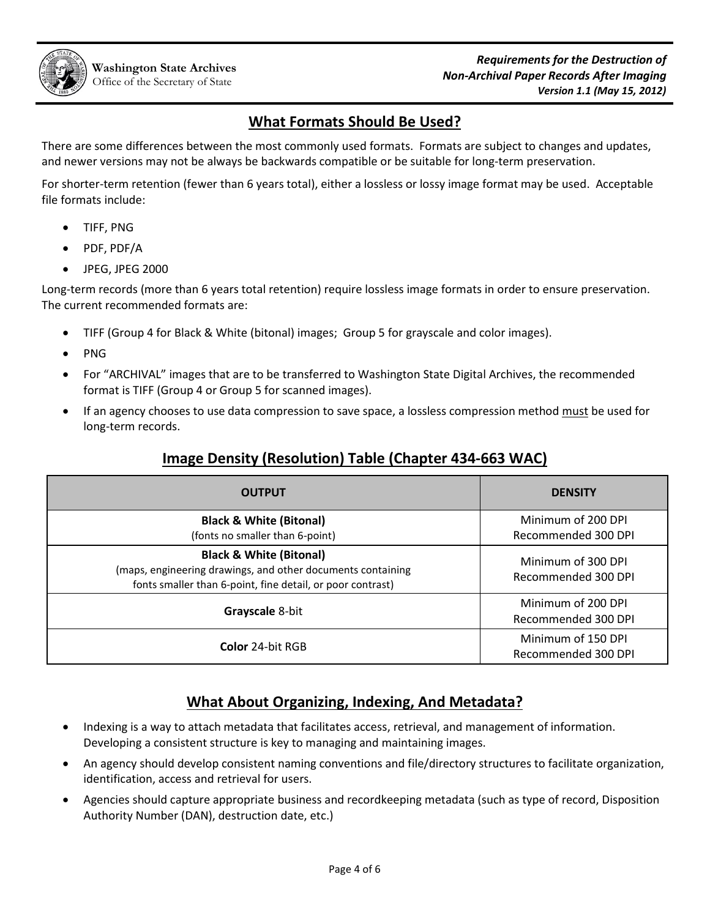## What Formats Should Be Used?

There are some differences between the most commonly used formats. Formats are subject to changes and updates, and newer versions may not be always be backwards compatible or be suitable for long-term preservation.

For shorter-term retention (fewer than 6 years total), either a lossless or lossy image format may be used. Acceptable file formats include:

- TIFF, PNG
- PDF, PDF/A
- JPEG, JPEG 2000

Long-term records (more than 6 years total retention) require lossless image formats in order to ensure preservation. The current recommended formats are:

- TIFF (Group 4 for Black & White (bitonal) images; Group 5 for grayscale and color images).
- PNG
- For "ARCHIVAL" images that are to be transferred to Washington State Digital Archives, the recommended format is TIFF (Group 4 or Group 5 for scanned images).
- If an agency chooses to use data compression to save space, a lossless compression method <u>must</u> be used for long-term records.

## Image Density (Resolution) Table (Chapter 434-663 WAC)

| OUTPUT | DENSITY |
|---|---|
| **Black & White (Bitonal)**<br>(fonts no smaller than 6-point) | Minimum of 200 DPI<br>Recommended 300 DPI |
| **Black & White (Bitonal)**<br>(maps, engineering drawings, and other documents containing fonts smaller than 6-point, fine detail, or poor contrast) | Minimum of 300 DPI<br>Recommended 300 DPI |
| **Grayscale** 8-bit | Minimum of 200 DPI<br>Recommended 300 DPI |
| **Color** 24-bit RGB | Minimum of 150 DPI<br>Recommended 300 DPI |

## What About Organizing, Indexing, And Metadata?

- Indexing is a way to attach metadata that facilitates access, retrieval, and management of information. Developing a consistent structure is key to managing and maintaining images.
- An agency should develop consistent naming conventions and file/directory structures to facilitate organization, identification, access and retrieval for users.
- Agencies should capture appropriate business and recordkeeping metadata (such as type of record, Disposition Authority Number (DAN), destruction date, etc.)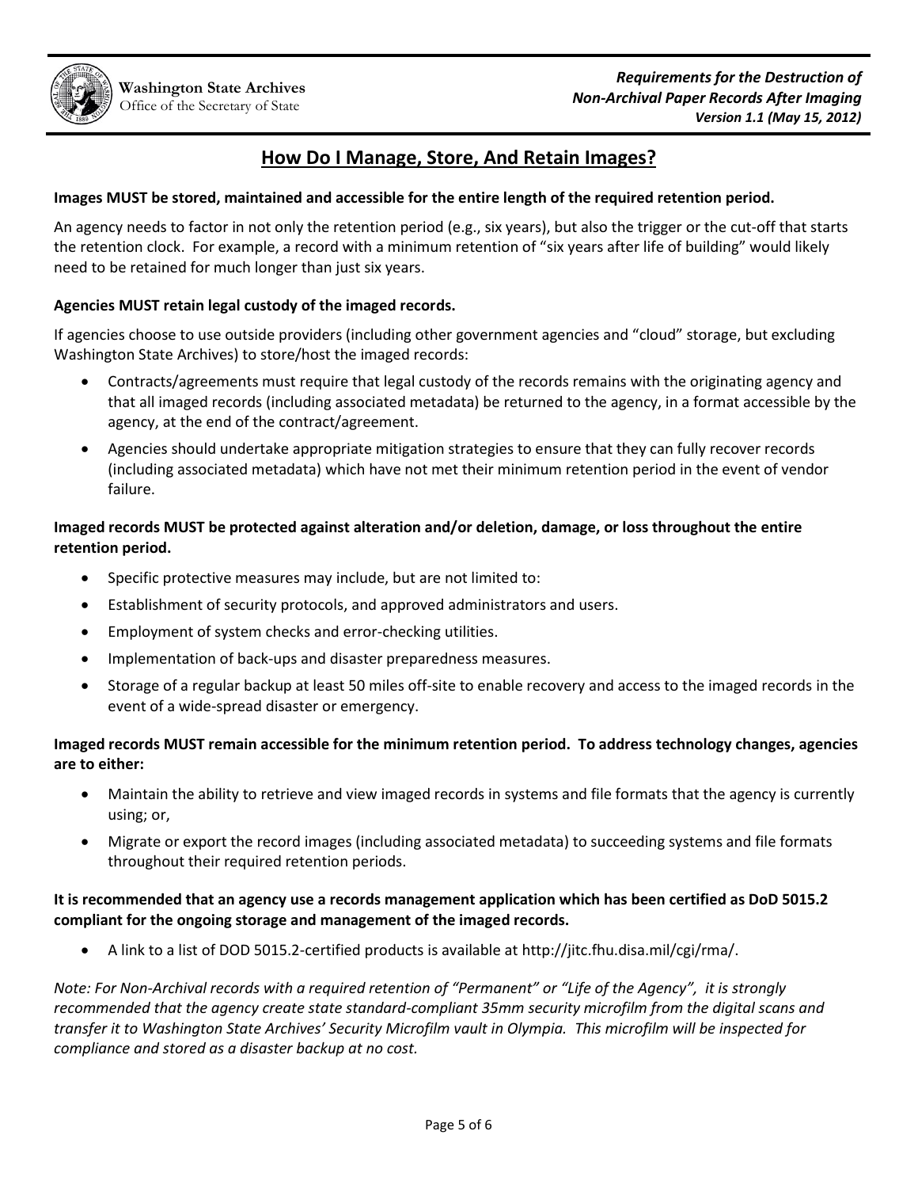## How Do I Manage, Store, And Retain Images?

**Images MUST be stored, maintained and accessible for the entire length of the required retention period.**

An agency needs to factor in not only the retention period (e.g., six years), but also the trigger or the cut-off that starts the retention clock. For example, a record with a minimum retention of "six years after life of building" would likely need to be retained for much longer than just six years.

**Agencies MUST retain legal custody of the imaged records.**

If agencies choose to use outside providers (including other government agencies and "cloud" storage, but excluding Washington State Archives) to store/host the imaged records:

- Contracts/agreements must require that legal custody of the records remains with the originating agency and that all imaged records (including associated metadata) be returned to the agency, in a format accessible by the agency, at the end of the contract/agreement.
- Agencies should undertake appropriate mitigation strategies to ensure that they can fully recover records (including associated metadata) which have not met their minimum retention period in the event of vendor failure.

**Imaged records MUST be protected against alteration and/or deletion, damage, or loss throughout the entire retention period.**

- Specific protective measures may include, but are not limited to:
- Establishment of security protocols, and approved administrators and users.
- Employment of system checks and error-checking utilities.
- Implementation of back-ups and disaster preparedness measures.
- Storage of a regular backup at least 50 miles off-site to enable recovery and access to the imaged records in the event of a wide-spread disaster or emergency.

**Imaged records MUST remain accessible for the minimum retention period. To address technology changes, agencies are to either:**

- Maintain the ability to retrieve and view imaged records in systems and file formats that the agency is currently using; or,
- Migrate or export the record images (including associated metadata) to succeeding systems and file formats throughout their required retention periods.

**It is recommended that an agency use a records management application which has been certified as DoD 5015.2 compliant for the ongoing storage and management of the imaged records.**

- A link to a list of DOD 5015.2-certified products is available at http://jitc.fhu.disa.mil/cgi/rma/.

*Note: For Non-Archival records with a required retention of "Permanent" or "Life of the Agency", it is strongly recommended that the agency create state standard-compliant 35mm security microfilm from the digital scans and transfer it to Washington State Archives' Security Microfilm vault in Olympia. This microfilm will be inspected for compliance and stored as a disaster backup at no cost.*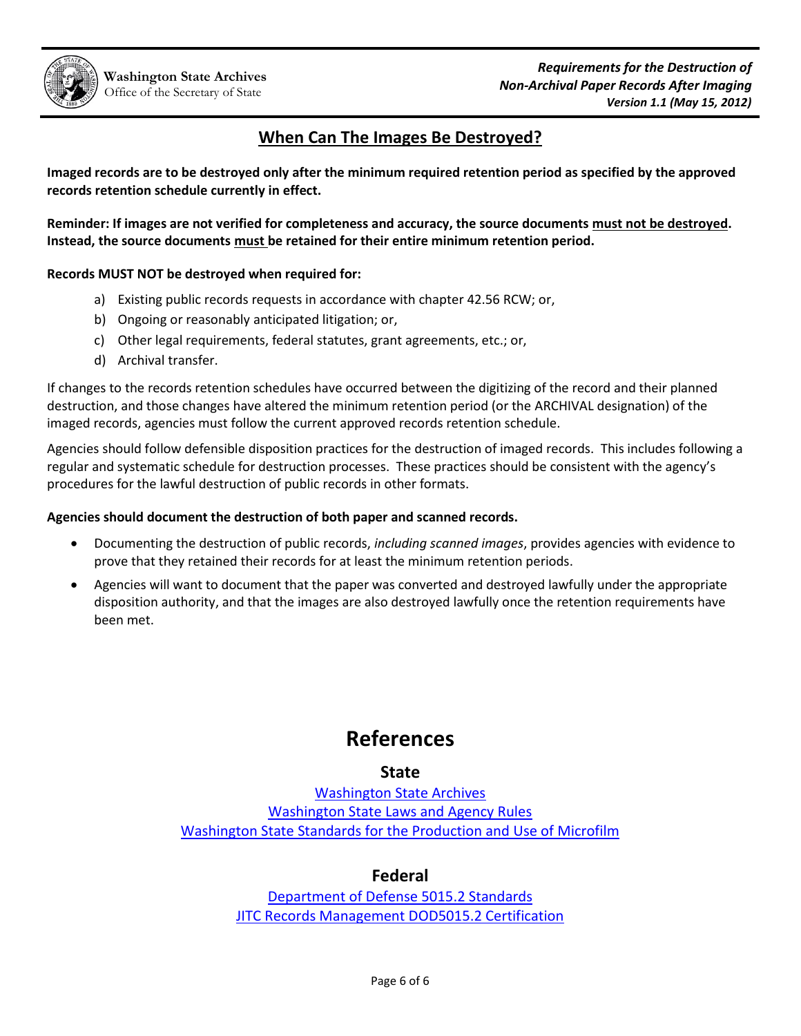## When Can The Images Be Destroyed?

**Imaged records are to be destroyed only after the minimum required retention period as specified by the approved records retention schedule currently in effect.**

**Reminder: If images are not verified for completeness and accuracy, the source documents must not be destroyed. Instead, the source documents must be retained for their entire minimum retention period.**

**Records MUST NOT be destroyed when required for:**

a) Existing public records requests in accordance with chapter 42.56 RCW; or,
b) Ongoing or reasonably anticipated litigation; or,
c) Other legal requirements, federal statutes, grant agreements, etc.; or,
d) Archival transfer.

If changes to the records retention schedules have occurred between the digitizing of the record and their planned destruction, and those changes have altered the minimum retention period (or the ARCHIVAL designation) of the imaged records, agencies must follow the current approved records retention schedule.

Agencies should follow defensible disposition practices for the destruction of imaged records. This includes following a regular and systematic schedule for destruction processes. These practices should be consistent with the agency's procedures for the lawful destruction of public records in other formats.

**Agencies should document the destruction of both paper and scanned records.**

- Documenting the destruction of public records, *including scanned images*, provides agencies with evidence to prove that they retained their records for at least the minimum retention periods.
- Agencies will want to document that the paper was converted and destroyed lawfully under the appropriate disposition authority, and that the images are also destroyed lawfully once the retention requirements have been met.

# References

### State

Washington State Archives
Washington State Laws and Agency Rules
Washington State Standards for the Production and Use of Microfilm

### Federal

Department of Defense 5015.2 Standards
JITC Records Management DOD5015.2 Certification